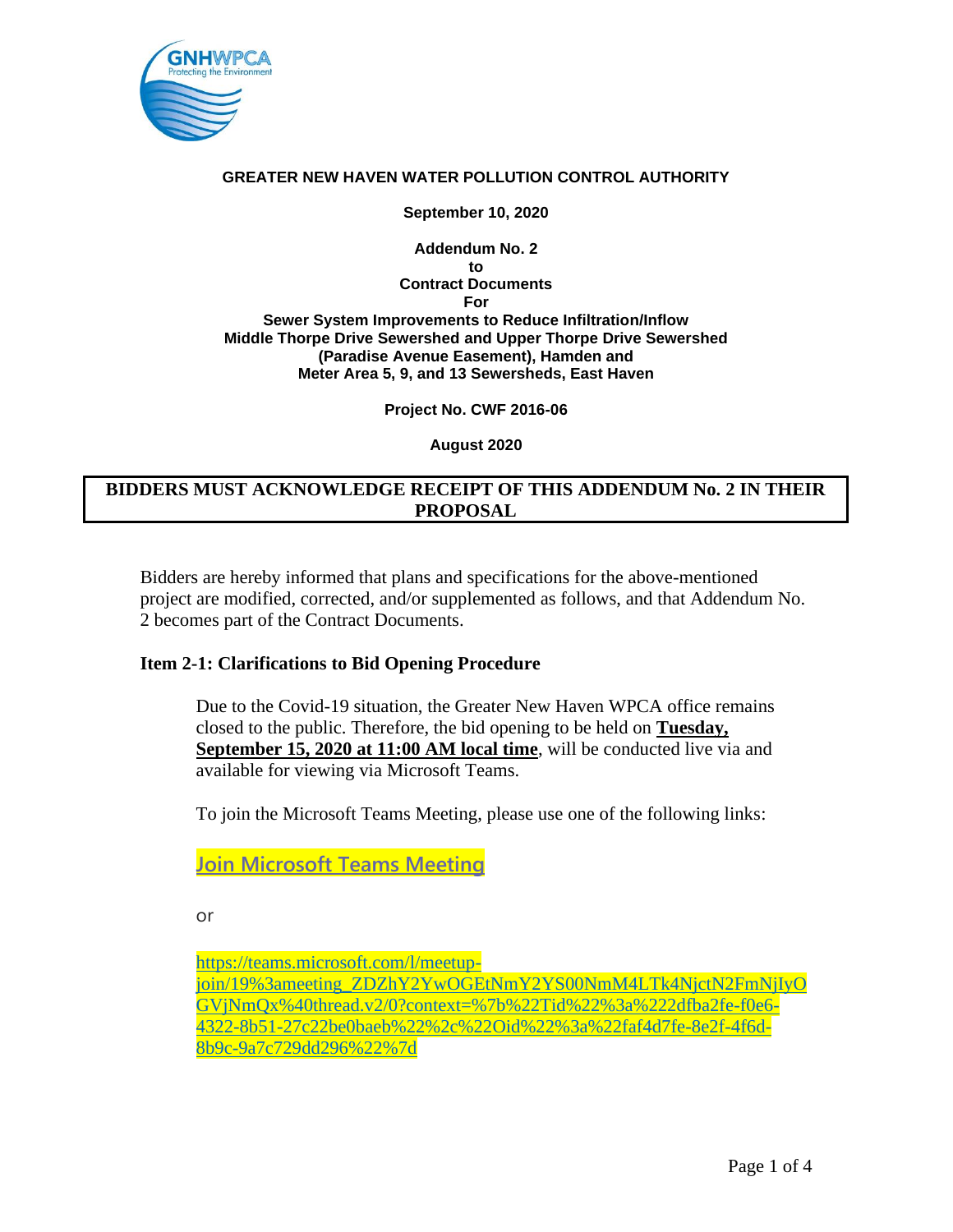**GREATER NEW HAVEN WATER POLLUTION CONTROL AUTHORITY**

**September 10, 2020**

**Addendum No. 2**
**to**
**Contract Documents**
**For**
**Sewer System Improvements to Reduce Infiltration/Inflow**
**Middle Thorpe Drive Sewershed and Upper Thorpe Drive Sewershed**
**(Paradise Avenue Easement), Hamden and**
**Meter Area 5, 9, and 13 Sewersheds, East Haven**

**Project No. CWF 2016-06**

**August 2020**

**BIDDERS MUST ACKNOWLEDGE RECEIPT OF THIS ADDENDUM No. 2 IN THEIR PROPOSAL**

Bidders are hereby informed that plans and specifications for the above-mentioned project are modified, corrected, and/or supplemented as follows, and that Addendum No. 2 becomes part of the Contract Documents.

### Item 2-1: Clarifications to Bid Opening Procedure

Due to the Covid-19 situation, the Greater New Haven WPCA office remains closed to the public. Therefore, the bid opening to be held on **Tuesday, September 15, 2020 at 11:00 AM local time**, will be conducted live via and available for viewing via Microsoft Teams.

To join the Microsoft Teams Meeting, please use one of the following links:

Join Microsoft Teams Meeting

or

https://teams.microsoft.com/l/meetup-join/19%3ameeting_ZDZhY2YwOGEtNmY2YS00NmM4LTk4NjctN2FmNjIyOGVjNmQx%40thread.v2/0?context=%7b%22Tid%22%3a%222dfba2fe-f0e6-4322-8b51-27c22be0baeb%22%2c%22Oid%22%3a%22faf4d7fe-8e2f-4f6d-8b9c-9a7c729dd296%22%7d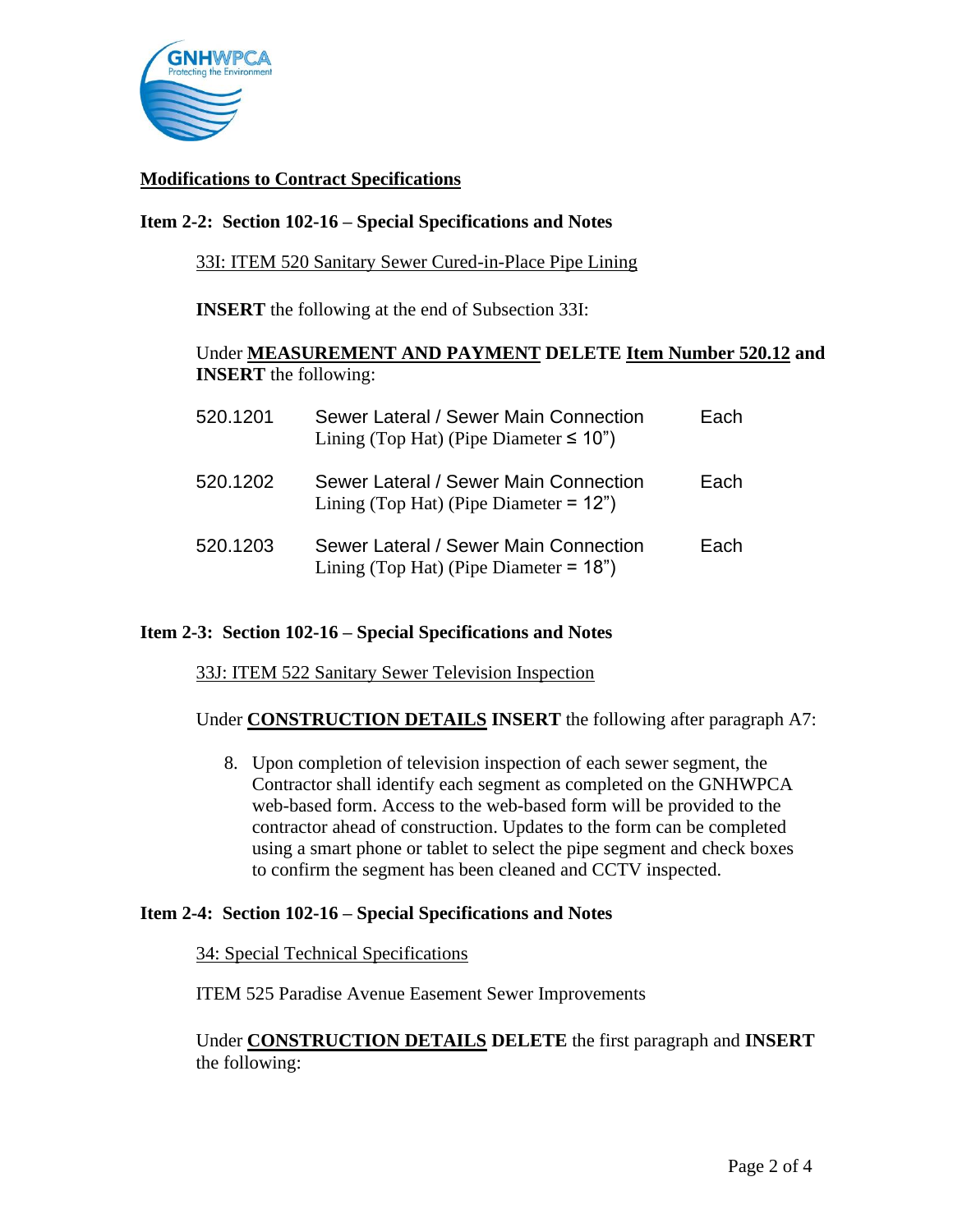## Modifications to Contract Specifications

### Item 2-2: Section 102-16 – Special Specifications and Notes

33I: ITEM 520 Sanitary Sewer Cured-in-Place Pipe Lining

**INSERT** the following at the end of Subsection 33I:

Under **MEASUREMENT AND PAYMENT** **DELETE** **Item Number 520.12** **and INSERT** the following:

| | | |
|---|---|---|
| 520.1201 | Sewer Lateral / Sewer Main Connection Lining (Top Hat) (Pipe Diameter ≤ 10") | Each |
| 520.1202 | Sewer Lateral / Sewer Main Connection Lining (Top Hat) (Pipe Diameter = 12") | Each |
| 520.1203 | Sewer Lateral / Sewer Main Connection Lining (Top Hat) (Pipe Diameter = 18") | Each |

### Item 2-3: Section 102-16 – Special Specifications and Notes

33J: ITEM 522 Sanitary Sewer Television Inspection

Under **CONSTRUCTION DETAILS** **INSERT** the following after paragraph A7:

8. Upon completion of television inspection of each sewer segment, the Contractor shall identify each segment as completed on the GNHWPCA web-based form. Access to the web-based form will be provided to the contractor ahead of construction. Updates to the form can be completed using a smart phone or tablet to select the pipe segment and check boxes to confirm the segment has been cleaned and CCTV inspected.

### Item 2-4: Section 102-16 – Special Specifications and Notes

34: Special Technical Specifications

ITEM 525 Paradise Avenue Easement Sewer Improvements

Under **CONSTRUCTION DETAILS** **DELETE** the first paragraph and **INSERT** the following: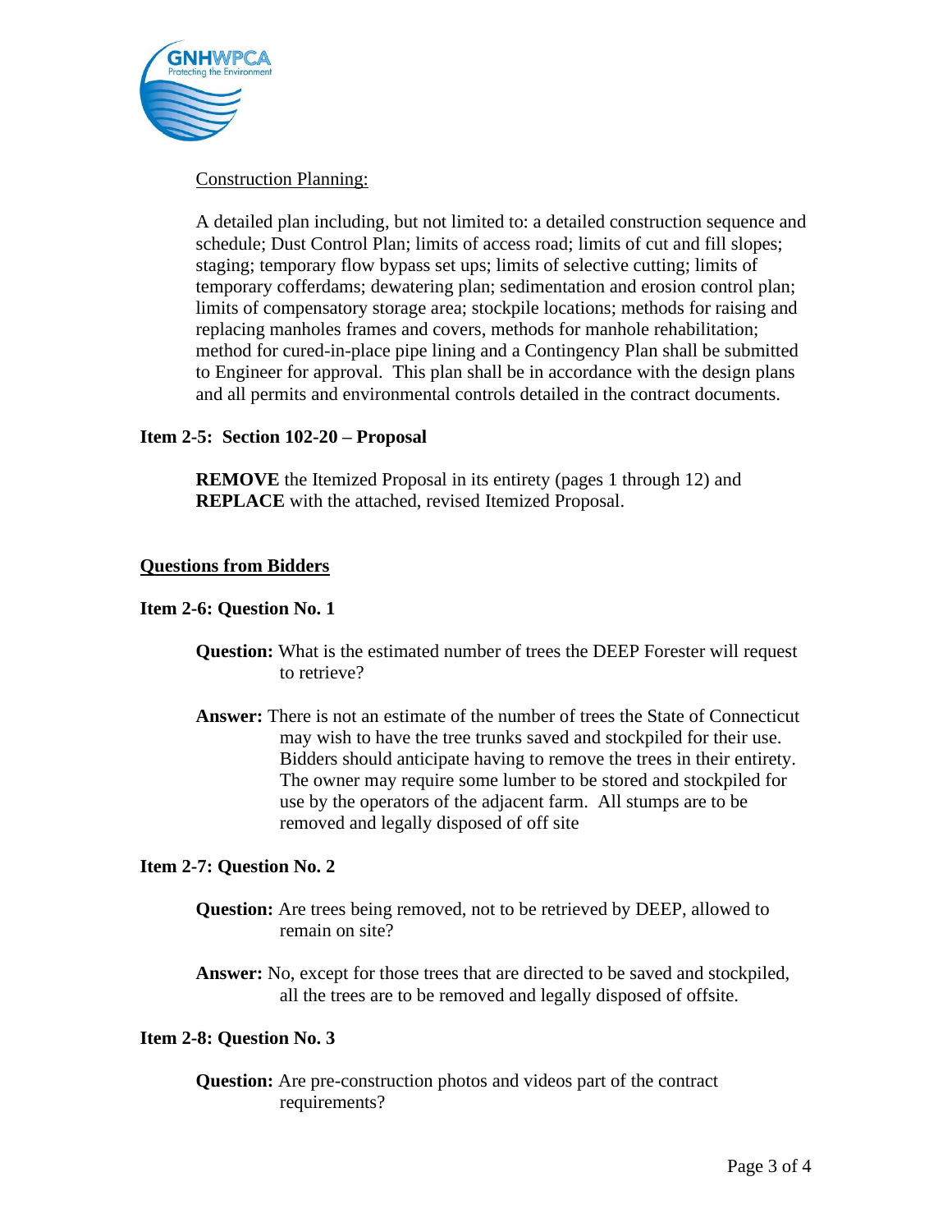Construction Planning:

A detailed plan including, but not limited to: a detailed construction sequence and schedule; Dust Control Plan; limits of access road; limits of cut and fill slopes; staging; temporary flow bypass set ups; limits of selective cutting; limits of temporary cofferdams; dewatering plan; sedimentation and erosion control plan; limits of compensatory storage area; stockpile locations; methods for raising and replacing manholes frames and covers, methods for manhole rehabilitation; method for cured-in-place pipe lining and a Contingency Plan shall be submitted to Engineer for approval. This plan shall be in accordance with the design plans and all permits and environmental controls detailed in the contract documents.

**Item 2-5: Section 102-20 – Proposal**

**REMOVE** the Itemized Proposal in its entirety (pages 1 through 12) and **REPLACE** with the attached, revised Itemized Proposal.

**Questions from Bidders**

**Item 2-6: Question No. 1**

**Question:** What is the estimated number of trees the DEEP Forester will request to retrieve?

**Answer:** There is not an estimate of the number of trees the State of Connecticut may wish to have the tree trunks saved and stockpiled for their use. Bidders should anticipate having to remove the trees in their entirety. The owner may require some lumber to be stored and stockpiled for use by the operators of the adjacent farm. All stumps are to be removed and legally disposed of off site

**Item 2-7: Question No. 2**

**Question:** Are trees being removed, not to be retrieved by DEEP, allowed to remain on site?

**Answer:** No, except for those trees that are directed to be saved and stockpiled, all the trees are to be removed and legally disposed of offsite.

**Item 2-8: Question No. 3**

**Question:** Are pre-construction photos and videos part of the contract requirements?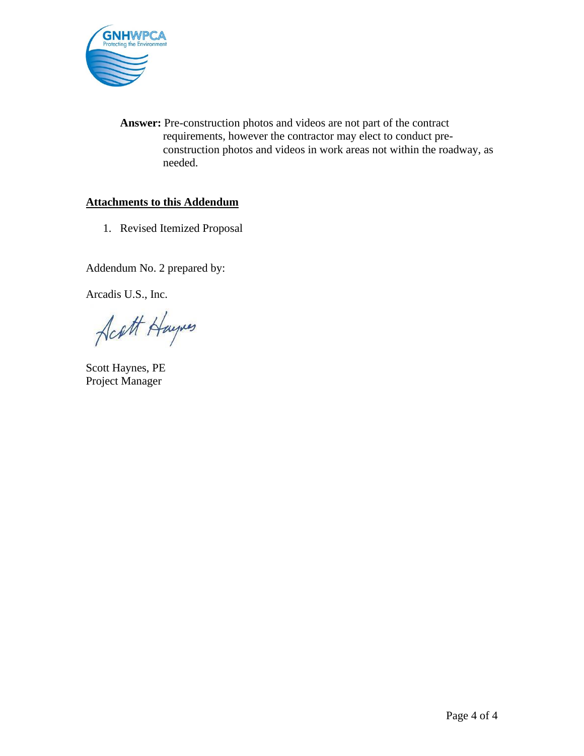**Answer:** Pre-construction photos and videos are not part of the contract requirements, however the contractor may elect to conduct pre-construction photos and videos in work areas not within the roadway, as needed.

## Attachments to this Addendum

1. Revised Itemized Proposal

Addendum No. 2 prepared by:

Arcadis U.S., Inc.

Scott Haynes, PE
Project Manager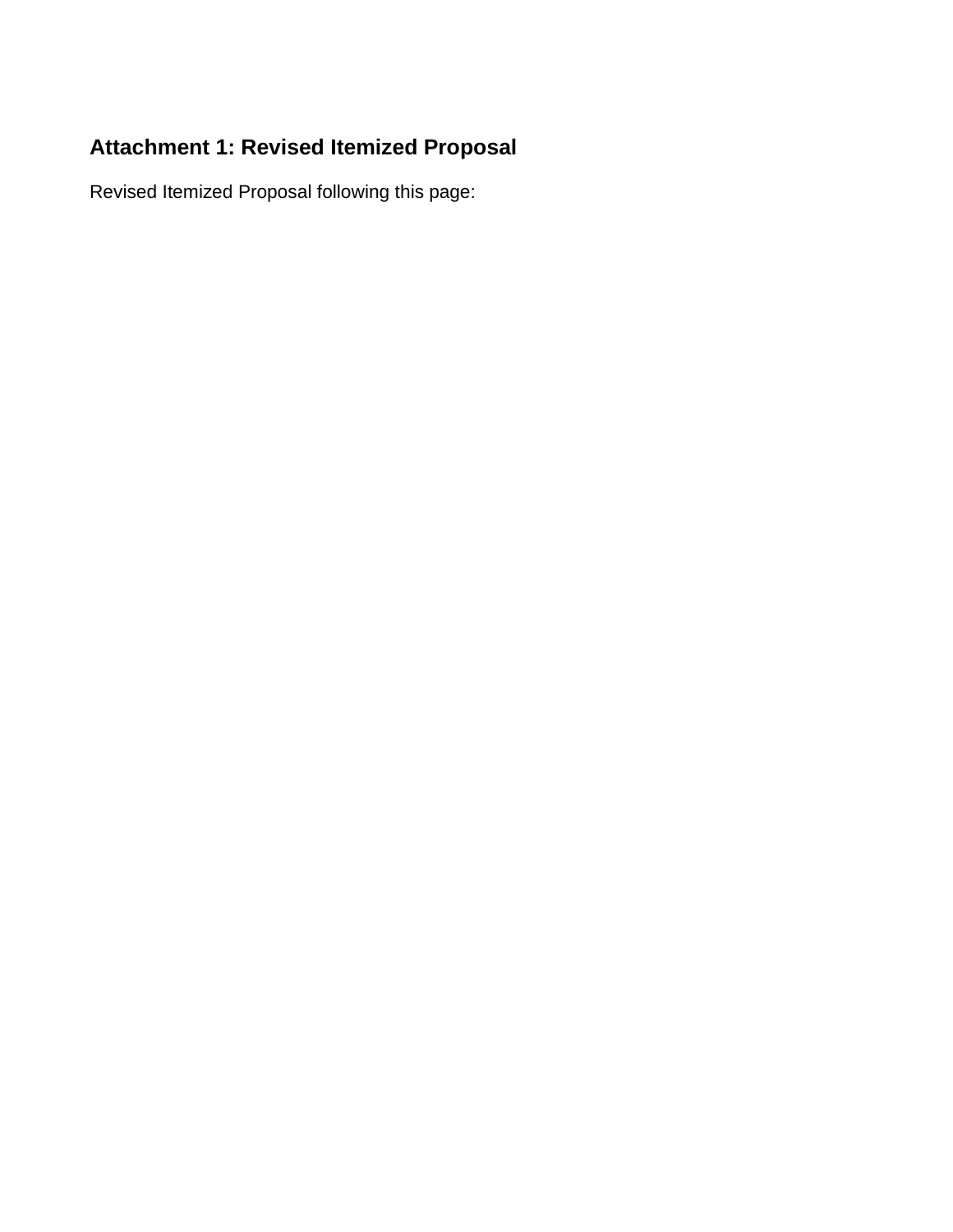## Attachment 1: Revised Itemized Proposal

Revised Itemized Proposal following this page: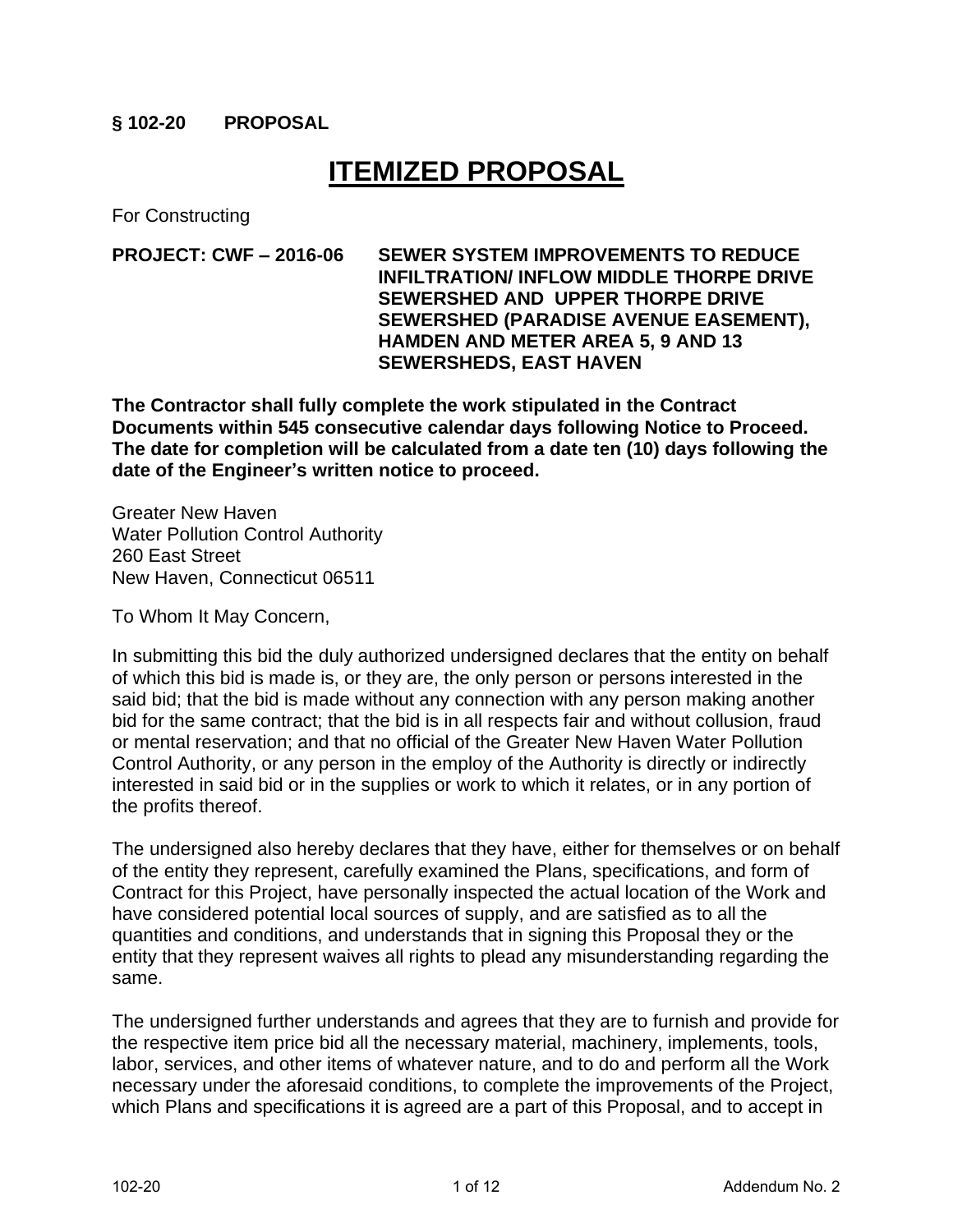**§ 102-20 PROPOSAL**

# ITEMIZED PROPOSAL

For Constructing

**PROJECT: CWF – 2016-06 SEWER SYSTEM IMPROVEMENTS TO REDUCE INFILTRATION/ INFLOW MIDDLE THORPE DRIVE SEWERSHED AND UPPER THORPE DRIVE SEWERSHED (PARADISE AVENUE EASEMENT), HAMDEN AND METER AREA 5, 9 AND 13 SEWERSHEDS, EAST HAVEN**

**The Contractor shall fully complete the work stipulated in the Contract Documents within 545 consecutive calendar days following Notice to Proceed. The date for completion will be calculated from a date ten (10) days following the date of the Engineer's written notice to proceed.**

Greater New Haven
Water Pollution Control Authority
260 East Street
New Haven, Connecticut 06511

To Whom It May Concern,

In submitting this bid the duly authorized undersigned declares that the entity on behalf of which this bid is made is, or they are, the only person or persons interested in the said bid; that the bid is made without any connection with any person making another bid for the same contract; that the bid is in all respects fair and without collusion, fraud or mental reservation; and that no official of the Greater New Haven Water Pollution Control Authority, or any person in the employ of the Authority is directly or indirectly interested in said bid or in the supplies or work to which it relates, or in any portion of the profits thereof.

The undersigned also hereby declares that they have, either for themselves or on behalf of the entity they represent, carefully examined the Plans, specifications, and form of Contract for this Project, have personally inspected the actual location of the Work and have considered potential local sources of supply, and are satisfied as to all the quantities and conditions, and understands that in signing this Proposal they or the entity that they represent waives all rights to plead any misunderstanding regarding the same.

The undersigned further understands and agrees that they are to furnish and provide for the respective item price bid all the necessary material, machinery, implements, tools, labor, services, and other items of whatever nature, and to do and perform all the Work necessary under the aforesaid conditions, to complete the improvements of the Project, which Plans and specifications it is agreed are a part of this Proposal, and to accept in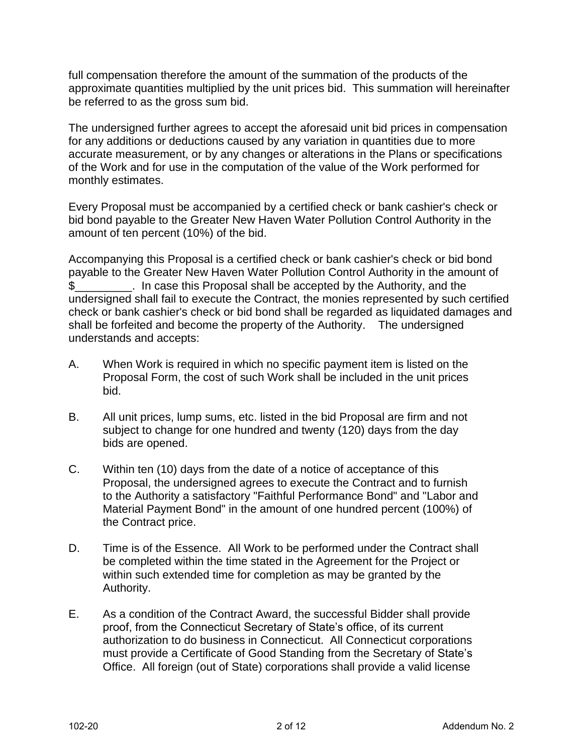full compensation therefore the amount of the summation of the products of the approximate quantities multiplied by the unit prices bid. This summation will hereinafter be referred to as the gross sum bid.

The undersigned further agrees to accept the aforesaid unit bid prices in compensation for any additions or deductions caused by any variation in quantities due to more accurate measurement, or by any changes or alterations in the Plans or specifications of the Work and for use in the computation of the value of the Work performed for monthly estimates.

Every Proposal must be accompanied by a certified check or bank cashier's check or bid bond payable to the Greater New Haven Water Pollution Control Authority in the amount of ten percent (10%) of the bid.

Accompanying this Proposal is a certified check or bank cashier's check or bid bond payable to the Greater New Haven Water Pollution Control Authority in the amount of $_________. In case this Proposal shall be accepted by the Authority, and the undersigned shall fail to execute the Contract, the monies represented by such certified check or bank cashier's check or bid bond shall be regarded as liquidated damages and shall be forfeited and become the property of the Authority. The undersigned understands and accepts:

A. When Work is required in which no specific payment item is listed on the Proposal Form, the cost of such Work shall be included in the unit prices bid.

B. All unit prices, lump sums, etc. listed in the bid Proposal are firm and not subject to change for one hundred and twenty (120) days from the day bids are opened.

C. Within ten (10) days from the date of a notice of acceptance of this Proposal, the undersigned agrees to execute the Contract and to furnish to the Authority a satisfactory "Faithful Performance Bond" and "Labor and Material Payment Bond" in the amount of one hundred percent (100%) of the Contract price.

D. Time is of the Essence. All Work to be performed under the Contract shall be completed within the time stated in the Agreement for the Project or within such extended time for completion as may be granted by the Authority.

E. As a condition of the Contract Award, the successful Bidder shall provide proof, from the Connecticut Secretary of State's office, of its current authorization to do business in Connecticut. All Connecticut corporations must provide a Certificate of Good Standing from the Secretary of State's Office. All foreign (out of State) corporations shall provide a valid license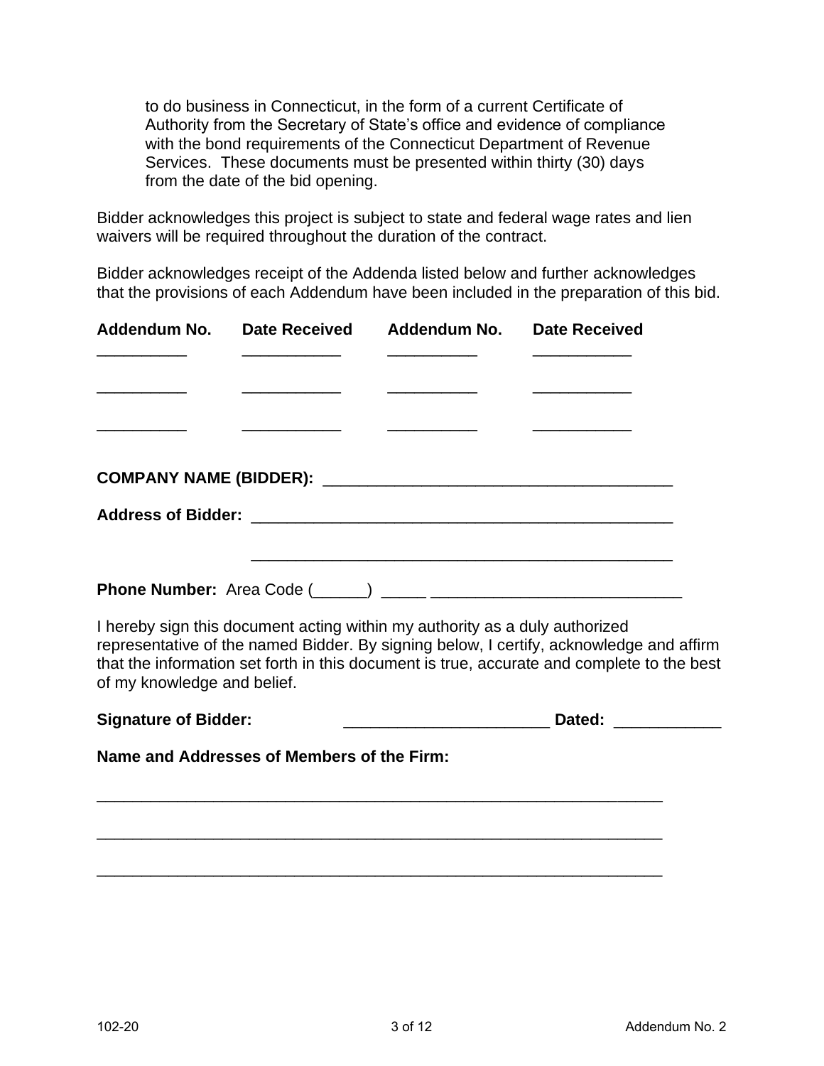to do business in Connecticut, in the form of a current Certificate of Authority from the Secretary of State's office and evidence of compliance with the bond requirements of the Connecticut Department of Revenue Services. These documents must be presented within thirty (30) days from the date of the bid opening.

Bidder acknowledges this project is subject to state and federal wage rates and lien waivers will be required throughout the duration of the contract.

Bidder acknowledges receipt of the Addenda listed below and further acknowledges that the provisions of each Addendum have been included in the preparation of this bid.

| Addendum No. | Date Received | Addendum No. | Date Received |
|---|---|---|---|
| __________ | ___________ | __________ | ___________ |
| __________ | ___________ | __________ | ___________ |
| __________ | ___________ | __________ | ___________ |

**COMPANY NAME (BIDDER):** _______________________________________

**Address of Bidder:** _______________________________________________

_______________________________________________

**Phone Number:** Area Code (______) _____ ____________________________

I hereby sign this document acting within my authority as a duly authorized representative of the named Bidder. By signing below, I certify, acknowledge and affirm that the information set forth in this document is true, accurate and complete to the best of my knowledge and belief.

**Signature of Bidder:** _______________________ **Dated:** ____________

**Name and Addresses of Members of the Firm:**

_______________________________________________________________

_______________________________________________________________

_______________________________________________________________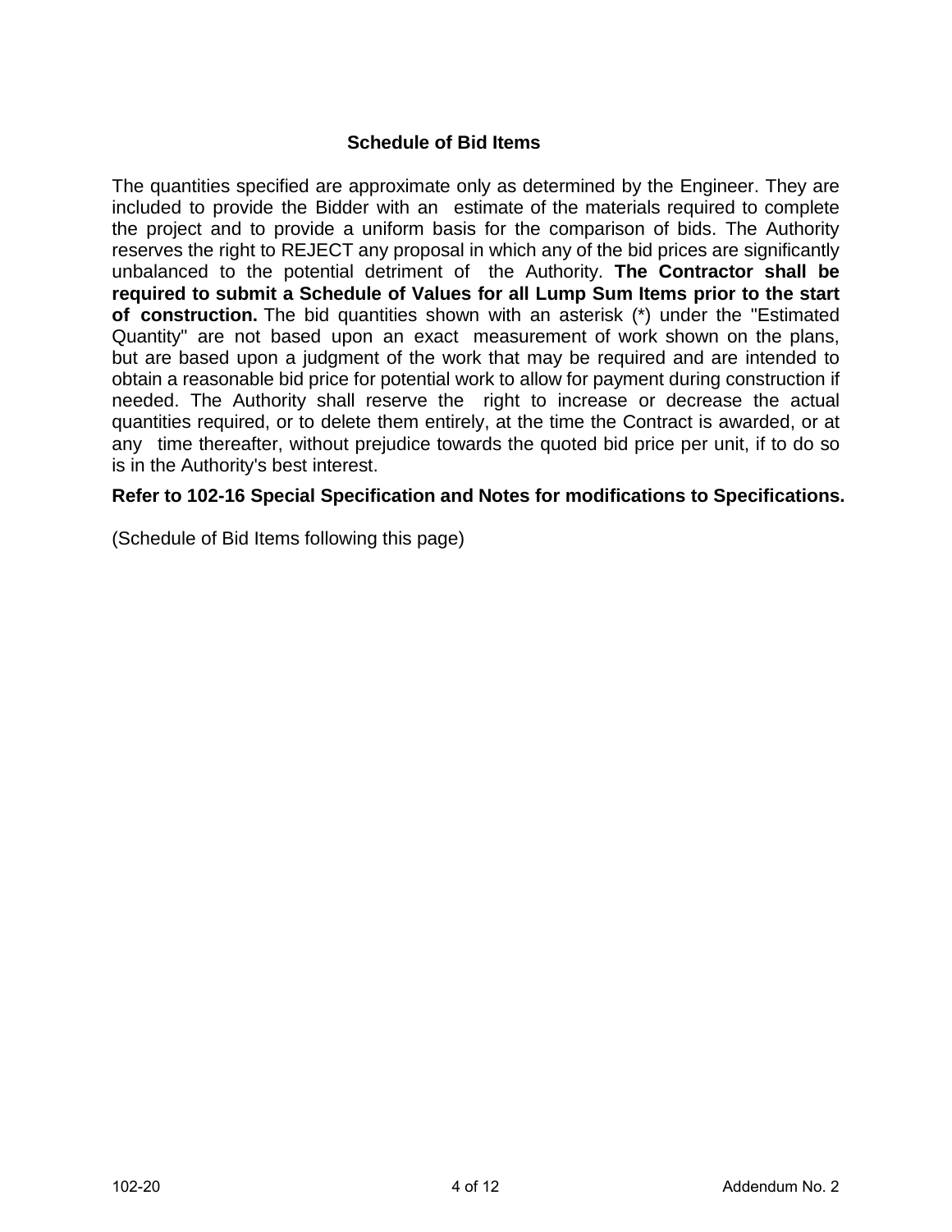## Schedule of Bid Items

The quantities specified are approximate only as determined by the Engineer. They are included to provide the Bidder with an estimate of the materials required to complete the project and to provide a uniform basis for the comparison of bids. The Authority reserves the right to REJECT any proposal in which any of the bid prices are significantly unbalanced to the potential detriment of the Authority. **The Contractor shall be required to submit a Schedule of Values for all Lump Sum Items prior to the start of construction.** The bid quantities shown with an asterisk (*) under the "Estimated Quantity" are not based upon an exact measurement of work shown on the plans, but are based upon a judgment of the work that may be required and are intended to obtain a reasonable bid price for potential work to allow for payment during construction if needed. The Authority shall reserve the right to increase or decrease the actual quantities required, or to delete them entirely, at the time the Contract is awarded, or at any time thereafter, without prejudice towards the quoted bid price per unit, if to do so is in the Authority's best interest.

**Refer to 102-16 Special Specification and Notes for modifications to Specifications.**

(Schedule of Bid Items following this page)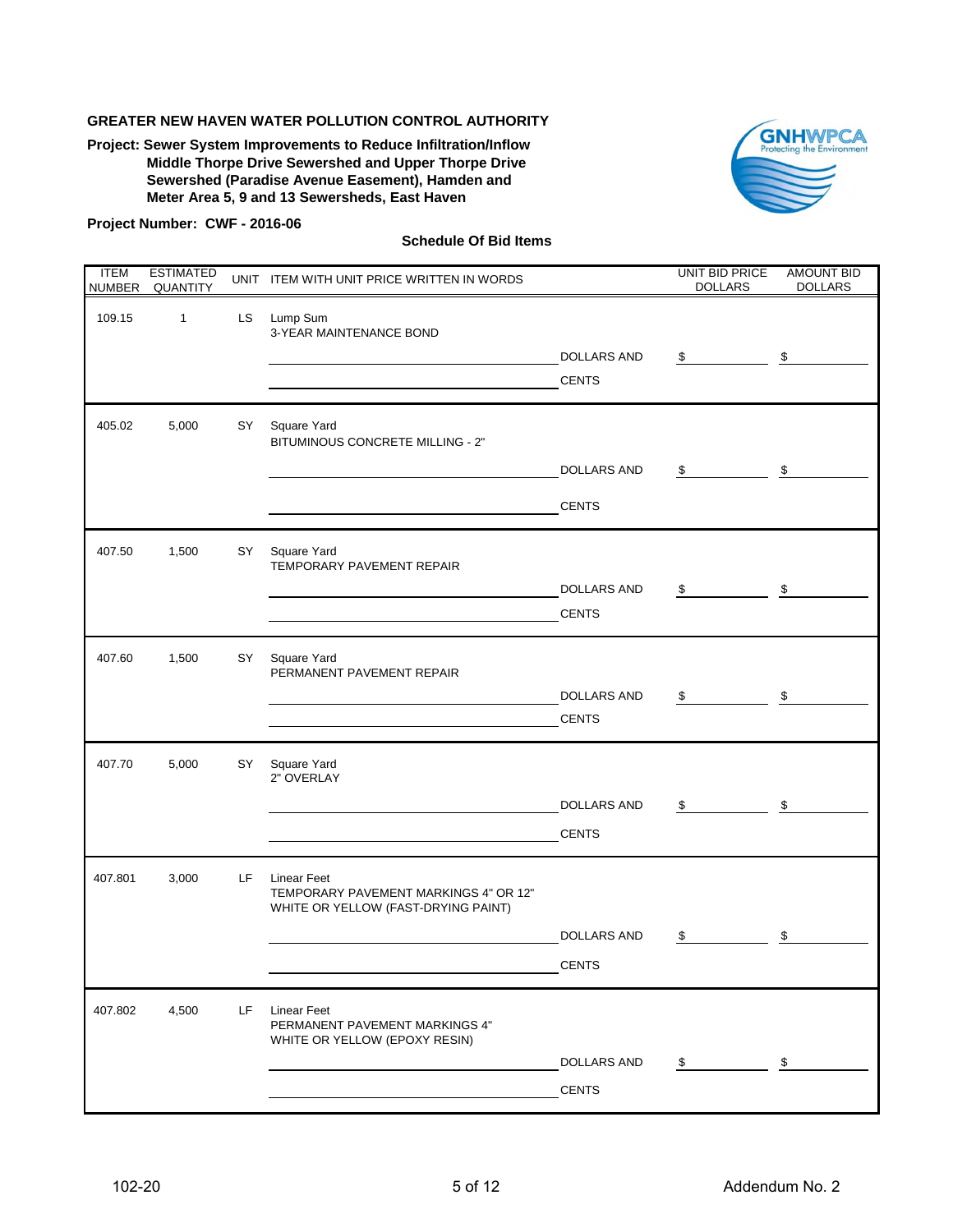**GREATER NEW HAVEN WATER POLLUTION CONTROL AUTHORITY**

**Project: Sewer System Improvements to Reduce Infiltration/Inflow Middle Thorpe Drive Sewershed and Upper Thorpe Drive Sewershed (Paradise Avenue Easement), Hamden and Meter Area 5, 9 and 13 Sewersheds, East Haven**

**Project Number: CWF - 2016-06**

**Schedule Of Bid Items**

| ITEM NUMBER | ESTIMATED QUANTITY | UNIT | ITEM WITH UNIT PRICE WRITTEN IN WORDS | UNIT BID PRICE DOLLARS | AMOUNT BID DOLLARS |
|---|---|---|---|---|---|
| 109.15 | 1 | LS | Lump Sum<br>3-YEAR MAINTENANCE BOND<br>\_\_\_\_\_\_\_\_\_\_ DOLLARS AND<br>\_\_\_\_\_\_\_\_\_\_ CENTS | $ | $ |
| 405.02 | 5,000 | SY | Square Yard<br>BITUMINOUS CONCRETE MILLING - 2"<br>\_\_\_\_\_\_\_\_\_\_ DOLLARS AND<br>\_\_\_\_\_\_\_\_\_\_ CENTS | $ | $ |
| 407.50 | 1,500 | SY | Square Yard<br>TEMPORARY PAVEMENT REPAIR<br>\_\_\_\_\_\_\_\_\_\_ DOLLARS AND<br>\_\_\_\_\_\_\_\_\_\_ CENTS | $ | $ |
| 407.60 | 1,500 | SY | Square Yard<br>PERMANENT PAVEMENT REPAIR<br>\_\_\_\_\_\_\_\_\_\_ DOLLARS AND<br>\_\_\_\_\_\_\_\_\_\_ CENTS | $ | $ |
| 407.70 | 5,000 | SY | Square Yard<br>2" OVERLAY<br>\_\_\_\_\_\_\_\_\_\_ DOLLARS AND<br>\_\_\_\_\_\_\_\_\_\_ CENTS | $ | $ |
| 407.801 | 3,000 | LF | Linear Feet<br>TEMPORARY PAVEMENT MARKINGS 4" OR 12" WHITE OR YELLOW (FAST-DRYING PAINT)<br>\_\_\_\_\_\_\_\_\_\_ DOLLARS AND<br>\_\_\_\_\_\_\_\_\_\_ CENTS | $ | $ |
| 407.802 | 4,500 | LF | Linear Feet<br>PERMANENT PAVEMENT MARKINGS 4" WHITE OR YELLOW (EPOXY RESIN)<br>\_\_\_\_\_\_\_\_\_\_ DOLLARS AND<br>\_\_\_\_\_\_\_\_\_\_ CENTS | $ | $ |

102-20

Addendum No. 2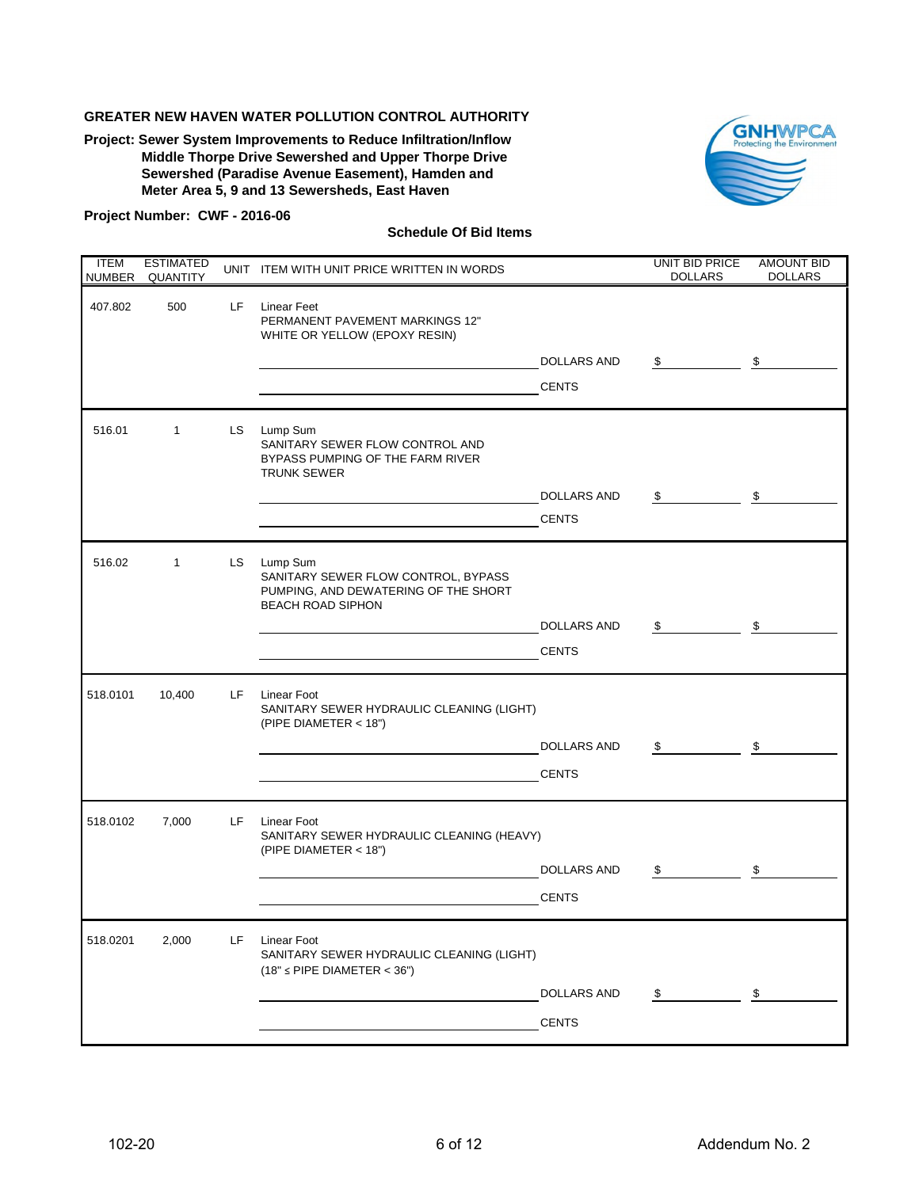**GREATER NEW HAVEN WATER POLLUTION CONTROL AUTHORITY**

**Project: Sewer System Improvements to Reduce Infiltration/Inflow Middle Thorpe Drive Sewershed and Upper Thorpe Drive Sewershed (Paradise Avenue Easement), Hamden and Meter Area 5, 9 and 13 Sewersheds, East Haven**

**Project Number: CWF - 2016-06**

**Schedule Of Bid Items**

| ITEM NUMBER | ESTIMATED QUANTITY | UNIT | ITEM WITH UNIT PRICE WRITTEN IN WORDS | | UNIT BID PRICE DOLLARS | AMOUNT BID DOLLARS |
|---|---|---|---|---|---|---|
| 407.802 | 500 | LF | Linear Feet<br>PERMANENT PAVEMENT MARKINGS 12" WHITE OR YELLOW (EPOXY RESIN) | | | |
| | | | ______________________ | DOLLARS AND | $ ________ | $ ________ |
| | | | ______________________ | CENTS | | |
| 516.01 | 1 | LS | Lump Sum<br>SANITARY SEWER FLOW CONTROL AND BYPASS PUMPING OF THE FARM RIVER TRUNK SEWER | | | |
| | | | ______________________ | DOLLARS AND | $ ________ | $ ________ |
| | | | ______________________ | CENTS | | |
| 516.02 | 1 | LS | Lump Sum<br>SANITARY SEWER FLOW CONTROL, BYPASS PUMPING, AND DEWATERING OF THE SHORT BEACH ROAD SIPHON | | | |
| | | | ______________________ | DOLLARS AND | $ ________ | $ ________ |
| | | | ______________________ | CENTS | | |
| 518.0101 | 10,400 | LF | Linear Foot<br>SANITARY SEWER HYDRAULIC CLEANING (LIGHT) (PIPE DIAMETER < 18") | | | |
| | | | ______________________ | DOLLARS AND | $ ________ | $ ________ |
| | | | ______________________ | CENTS | | |
| 518.0102 | 7,000 | LF | Linear Foot<br>SANITARY SEWER HYDRAULIC CLEANING (HEAVY) (PIPE DIAMETER < 18") | | | |
| | | | ______________________ | DOLLARS AND | $ ________ | $ ________ |
| | | | ______________________ | CENTS | | |
| 518.0201 | 2,000 | LF | Linear Foot<br>SANITARY SEWER HYDRAULIC CLEANING (LIGHT) (18" ≤ PIPE DIAMETER < 36") | | | |
| | | | ______________________ | DOLLARS AND | $ ________ | $ ________ |
| | | | ______________________ | CENTS | | |

102-20 Addendum No. 2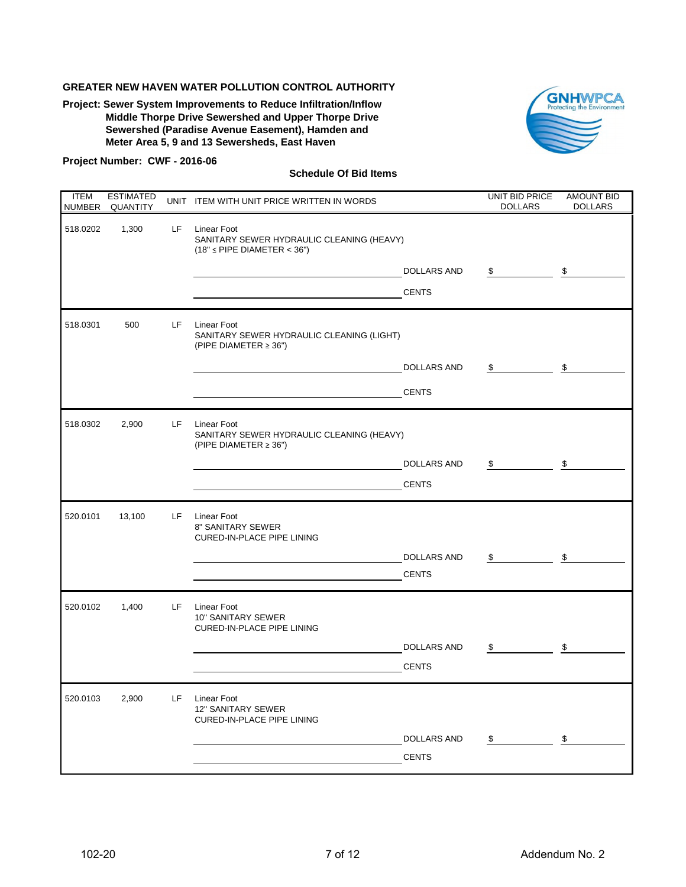**GREATER NEW HAVEN WATER POLLUTION CONTROL AUTHORITY**

**Project: Sewer System Improvements to Reduce Infiltration/Inflow Middle Thorpe Drive Sewershed and Upper Thorpe Drive Sewershed (Paradise Avenue Easement), Hamden and Meter Area 5, 9 and 13 Sewersheds, East Haven**

**Project Number: CWF - 2016-06**

**Schedule Of Bid Items**

| ITEM NUMBER | ESTIMATED QUANTITY | UNIT | ITEM WITH UNIT PRICE WRITTEN IN WORDS | | UNIT BID PRICE DOLLARS | AMOUNT BID DOLLARS |
|---|---|---|---|---|---|---|
| 518.0202 | 1,300 | LF | Linear Foot<br>SANITARY SEWER HYDRAULIC CLEANING (HEAVY)<br>(18" ≤ PIPE DIAMETER < 36") | | | |
| | | | ______________________ | DOLLARS AND | $ ________ | $ ________ |
| | | | ______________________ | CENTS | | |
| 518.0301 | 500 | LF | Linear Foot<br>SANITARY SEWER HYDRAULIC CLEANING (LIGHT)<br>(PIPE DIAMETER ≥ 36") | | | |
| | | | ______________________ | DOLLARS AND | $ ________ | $ ________ |
| | | | ______________________ | CENTS | | |
| 518.0302 | 2,900 | LF | Linear Foot<br>SANITARY SEWER HYDRAULIC CLEANING (HEAVY)<br>(PIPE DIAMETER ≥ 36") | | | |
| | | | ______________________ | DOLLARS AND | $ ________ | $ ________ |
| | | | ______________________ | CENTS | | |
| 520.0101 | 13,100 | LF | Linear Foot<br>8" SANITARY SEWER<br>CURED-IN-PLACE PIPE LINING | | | |
| | | | ______________________ | DOLLARS AND | $ ________ | $ ________ |
| | | | ______________________ | CENTS | | |
| 520.0102 | 1,400 | LF | Linear Foot<br>10" SANITARY SEWER<br>CURED-IN-PLACE PIPE LINING | | | |
| | | | ______________________ | DOLLARS AND | $ ________ | $ ________ |
| | | | ______________________ | CENTS | | |
| 520.0103 | 2,900 | LF | Linear Foot<br>12" SANITARY SEWER<br>CURED-IN-PLACE PIPE LINING | | | |
| | | | ______________________ | DOLLARS AND | $ ________ | $ ________ |
| | | | ______________________ | CENTS | | |

102-20 Addendum No. 2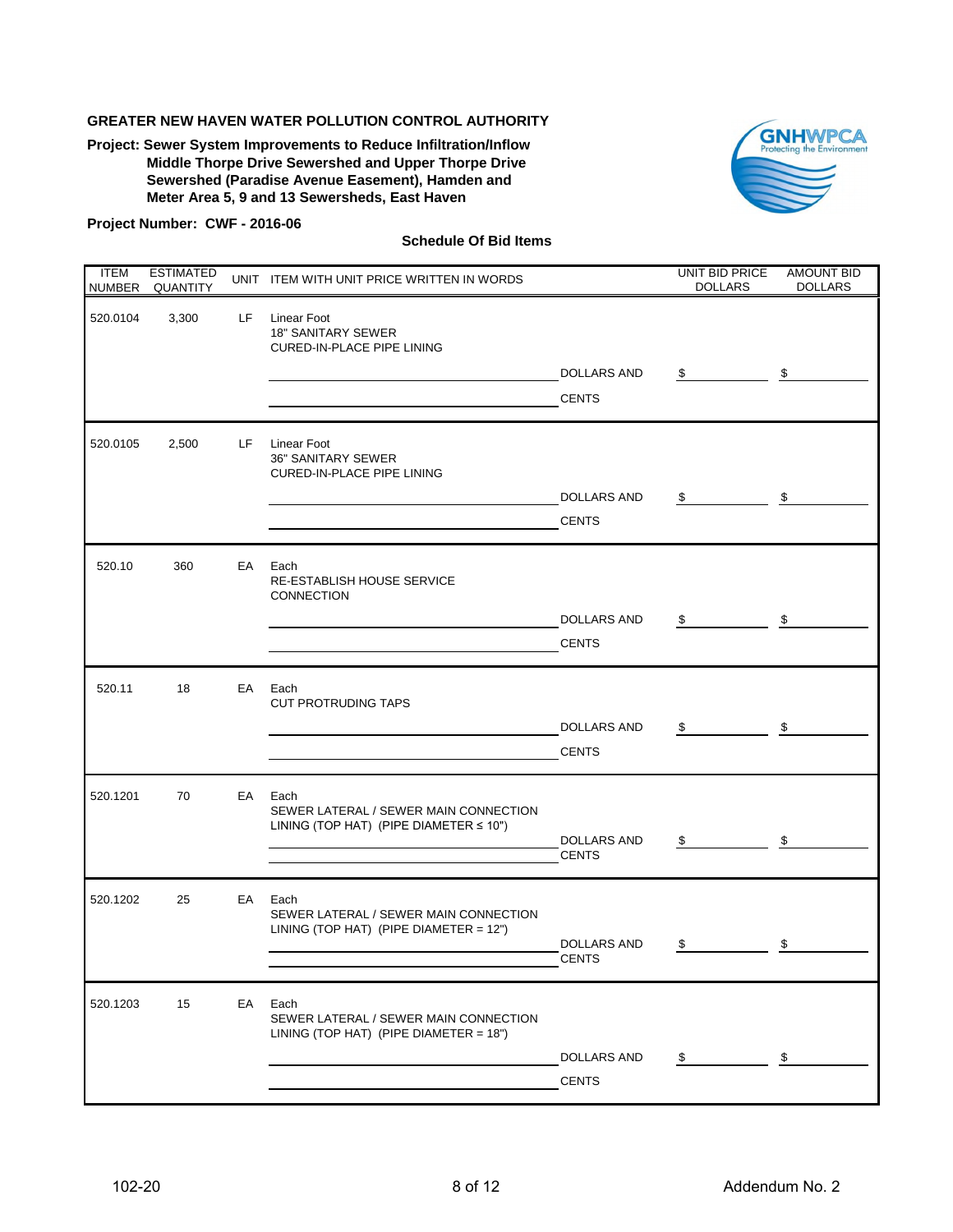**GREATER NEW HAVEN WATER POLLUTION CONTROL AUTHORITY**

**Project: Sewer System Improvements to Reduce Infiltration/Inflow Middle Thorpe Drive Sewershed and Upper Thorpe Drive Sewershed (Paradise Avenue Easement), Hamden and Meter Area 5, 9 and 13 Sewersheds, East Haven**

**Project Number: CWF - 2016-06**

**Schedule Of Bid Items**

| ITEM NUMBER | ESTIMATED QUANTITY | UNIT | ITEM WITH UNIT PRICE WRITTEN IN WORDS | UNIT BID PRICE DOLLARS | AMOUNT BID DOLLARS |
|---|---|---|---|---|---|
| 520.0104 | 3,300 | LF | Linear Foot<br>18" SANITARY SEWER<br>CURED-IN-PLACE PIPE LINING<br>__________ DOLLARS AND<br>__________ CENTS | $ | $ |
| 520.0105 | 2,500 | LF | Linear Foot<br>36" SANITARY SEWER<br>CURED-IN-PLACE PIPE LINING<br>__________ DOLLARS AND<br>__________ CENTS | $ | $ |
| 520.10 | 360 | EA | Each<br>RE-ESTABLISH HOUSE SERVICE CONNECTION<br>__________ DOLLARS AND<br>__________ CENTS | $ | $ |
| 520.11 | 18 | EA | Each<br>CUT PROTRUDING TAPS<br>__________ DOLLARS AND<br>__________ CENTS | $ | $ |
| 520.1201 | 70 | EA | Each<br>SEWER LATERAL / SEWER MAIN CONNECTION LINING (TOP HAT) (PIPE DIAMETER ≤ 10")<br>__________ DOLLARS AND<br>__________ CENTS | $ | $ |
| 520.1202 | 25 | EA | Each<br>SEWER LATERAL / SEWER MAIN CONNECTION LINING (TOP HAT) (PIPE DIAMETER = 12")<br>__________ DOLLARS AND<br>__________ CENTS | $ | $ |
| 520.1203 | 15 | EA | Each<br>SEWER LATERAL / SEWER MAIN CONNECTION LINING (TOP HAT) (PIPE DIAMETER = 18")<br>__________ DOLLARS AND<br>__________ CENTS | $ | $ |

102-20

Addendum No. 2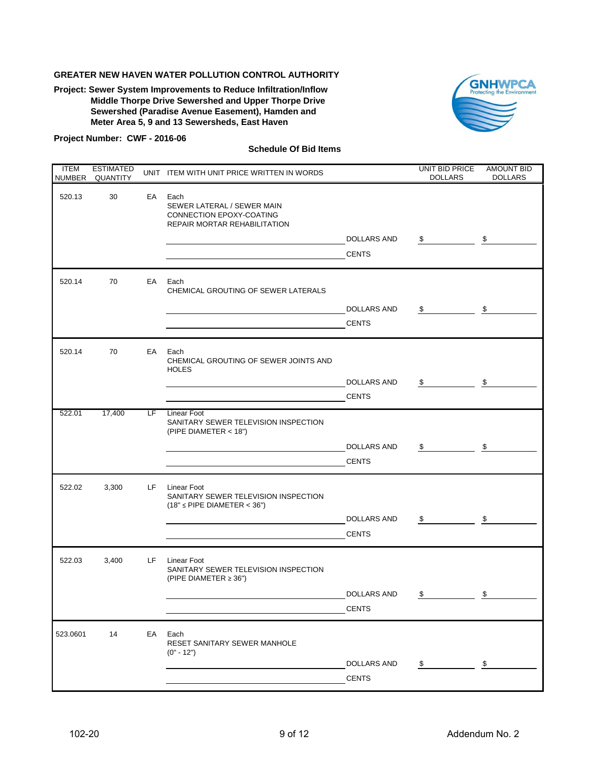**GREATER NEW HAVEN WATER POLLUTION CONTROL AUTHORITY**

**Project: Sewer System Improvements to Reduce Infiltration/Inflow Middle Thorpe Drive Sewershed and Upper Thorpe Drive Sewershed (Paradise Avenue Easement), Hamden and Meter Area 5, 9 and 13 Sewersheds, East Haven**

**Project Number: CWF - 2016-06**

**Schedule Of Bid Items**

| ITEM NUMBER | ESTIMATED QUANTITY | UNIT | ITEM WITH UNIT PRICE WRITTEN IN WORDS | | UNIT BID PRICE DOLLARS | AMOUNT BID DOLLARS |
|---|---|---|---|---|---|---|
| 520.13 | 30 | EA | Each<br>SEWER LATERAL / SEWER MAIN CONNECTION EPOXY-COATING REPAIR MORTAR REHABILITATION | | | |
| | | | ______________________ | DOLLARS AND | $ ______ | $ ______ |
| | | | ______________________ | CENTS | | |
| 520.14 | 70 | EA | Each<br>CHEMICAL GROUTING OF SEWER LATERALS | | | |
| | | | ______________________ | DOLLARS AND | $ ______ | $ ______ |
| | | | ______________________ | CENTS | | |
| 520.14 | 70 | EA | Each<br>CHEMICAL GROUTING OF SEWER JOINTS AND HOLES | | | |
| | | | ______________________ | DOLLARS AND | $ ______ | $ ______ |
| | | | ______________________ | CENTS | | |
| 522.01 | 17,400 | LF | Linear Foot<br>SANITARY SEWER TELEVISION INSPECTION (PIPE DIAMETER < 18") | | | |
| | | | ______________________ | DOLLARS AND | $ ______ | $ ______ |
| | | | ______________________ | CENTS | | |
| 522.02 | 3,300 | LF | Linear Foot<br>SANITARY SEWER TELEVISION INSPECTION (18" ≤ PIPE DIAMETER < 36") | | | |
| | | | ______________________ | DOLLARS AND | $ ______ | $ ______ |
| | | | ______________________ | CENTS | | |
| 522.03 | 3,400 | LF | Linear Foot<br>SANITARY SEWER TELEVISION INSPECTION (PIPE DIAMETER ≥ 36") | | | |
| | | | ______________________ | DOLLARS AND | $ ______ | $ ______ |
| | | | ______________________ | CENTS | | |
| 523.0601 | 14 | EA | Each<br>RESET SANITARY SEWER MANHOLE (0" - 12") | | | |
| | | | ______________________ | DOLLARS AND | $ ______ | $ ______ |
| | | | ______________________ | CENTS | | |

102-20

Addendum No. 2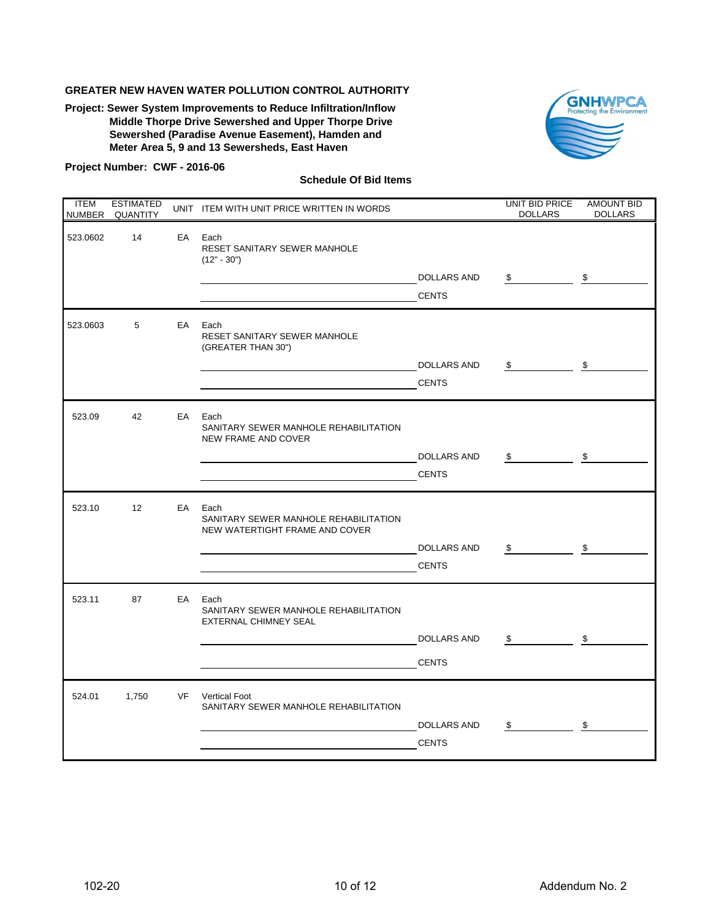**GREATER NEW HAVEN WATER POLLUTION CONTROL AUTHORITY**

**Project: Sewer System Improvements to Reduce Infiltration/Inflow Middle Thorpe Drive Sewershed and Upper Thorpe Drive Sewershed (Paradise Avenue Easement), Hamden and Meter Area 5, 9 and 13 Sewersheds, East Haven**

**Project Number: CWF - 2016-06**

**Schedule Of Bid Items**

| ITEM NUMBER | ESTIMATED QUANTITY | UNIT | ITEM WITH UNIT PRICE WRITTEN IN WORDS | | UNIT BID PRICE DOLLARS | AMOUNT BID DOLLARS |
|---|---|---|---|---|---|---|
| 523.0602 | 14 | EA | Each<br>RESET SANITARY SEWER MANHOLE<br>(12" - 30") | | | |
| | | | ______________________ | DOLLARS AND | $ ________ | $ ________ |
| | | | ______________________ | CENTS | | |
| 523.0603 | 5 | EA | Each<br>RESET SANITARY SEWER MANHOLE<br>(GREATER THAN 30") | | | |
| | | | ______________________ | DOLLARS AND | $ ________ | $ ________ |
| | | | ______________________ | CENTS | | |
| 523.09 | 42 | EA | Each<br>SANITARY SEWER MANHOLE REHABILITATION<br>NEW FRAME AND COVER | | | |
| | | | ______________________ | DOLLARS AND | $ ________ | $ ________ |
| | | | ______________________ | CENTS | | |
| 523.10 | 12 | EA | Each<br>SANITARY SEWER MANHOLE REHABILITATION<br>NEW WATERTIGHT FRAME AND COVER | | | |
| | | | ______________________ | DOLLARS AND | $ ________ | $ ________ |
| | | | ______________________ | CENTS | | |
| 523.11 | 87 | EA | Each<br>SANITARY SEWER MANHOLE REHABILITATION<br>EXTERNAL CHIMNEY SEAL | | | |
| | | | ______________________ | DOLLARS AND | $ ________ | $ ________ |
| | | | ______________________ | CENTS | | |
| 524.01 | 1,750 | VF | Vertical Foot<br>SANITARY SEWER MANHOLE REHABILITATION | | | |
| | | | ______________________ | DOLLARS AND | $ ________ | $ ________ |
| | | | ______________________ | CENTS | | |

102-20

Addendum No. 2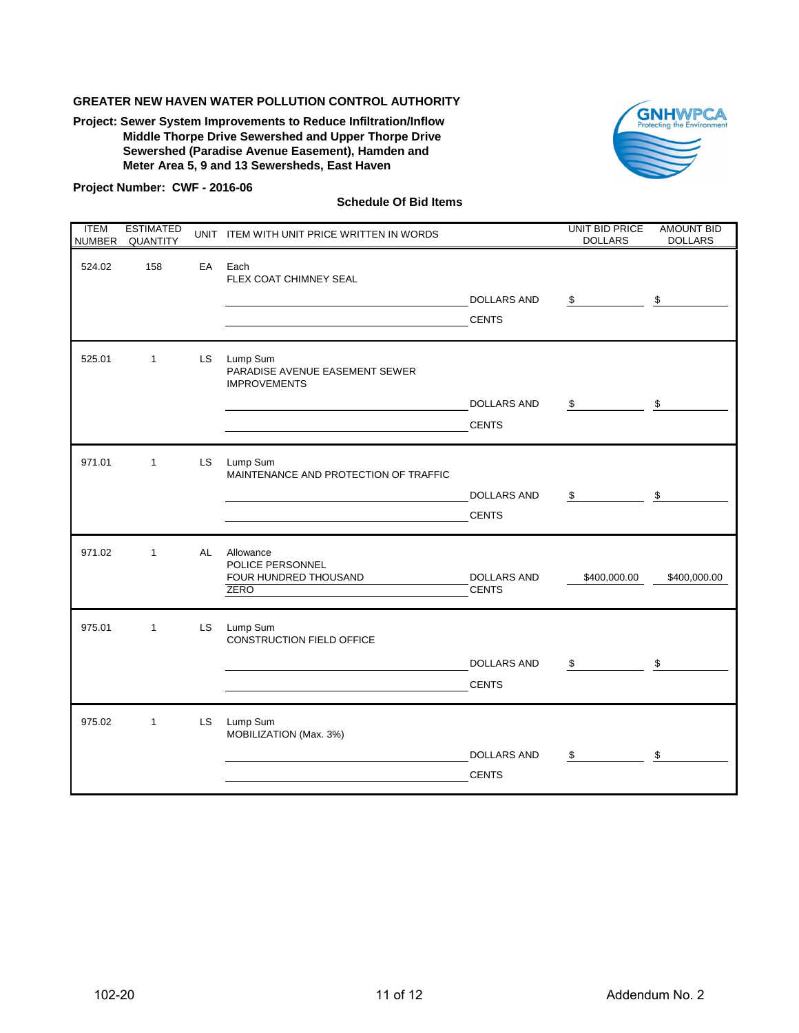**GREATER NEW HAVEN WATER POLLUTION CONTROL AUTHORITY**

**Project: Sewer System Improvements to Reduce Infiltration/Inflow Middle Thorpe Drive Sewershed and Upper Thorpe Drive Sewershed (Paradise Avenue Easement), Hamden and Meter Area 5, 9 and 13 Sewersheds, East Haven**

**Project Number: CWF - 2016-06**

**Schedule Of Bid Items**

| ITEM NUMBER | ESTIMATED QUANTITY | UNIT | ITEM WITH UNIT PRICE WRITTEN IN WORDS | | UNIT BID PRICE DOLLARS | AMOUNT BID DOLLARS |
|---|---|---|---|---|---|---|
| 524.02 | 158 | EA | Each<br>FLEX COAT CHIMNEY SEAL | | | |
| | | | | DOLLARS AND | $ | $ |
| | | | | CENTS | | |
| 525.01 | 1 | LS | Lump Sum<br>PARADISE AVENUE EASEMENT SEWER IMPROVEMENTS | | | |
| | | | | DOLLARS AND | $ | $ |
| | | | | CENTS | | |
| 971.01 | 1 | LS | Lump Sum<br>MAINTENANCE AND PROTECTION OF TRAFFIC | | | |
| | | | | DOLLARS AND | $ | $ |
| | | | | CENTS | | |
| 971.02 | 1 | AL | Allowance<br>POLICE PERSONNEL | | | |
| | | | FOUR HUNDRED THOUSAND | DOLLARS AND | $400,000.00 | $400,000.00 |
| | | | ZERO | CENTS | | |
| 975.01 | 1 | LS | Lump Sum<br>CONSTRUCTION FIELD OFFICE | | | |
| | | | | DOLLARS AND | $ | $ |
| | | | | CENTS | | |
| 975.02 | 1 | LS | Lump Sum<br>MOBILIZATION (Max. 3%) | | | |
| | | | | DOLLARS AND | $ | $ |
| | | | | CENTS | | |

102-20

Addendum No. 2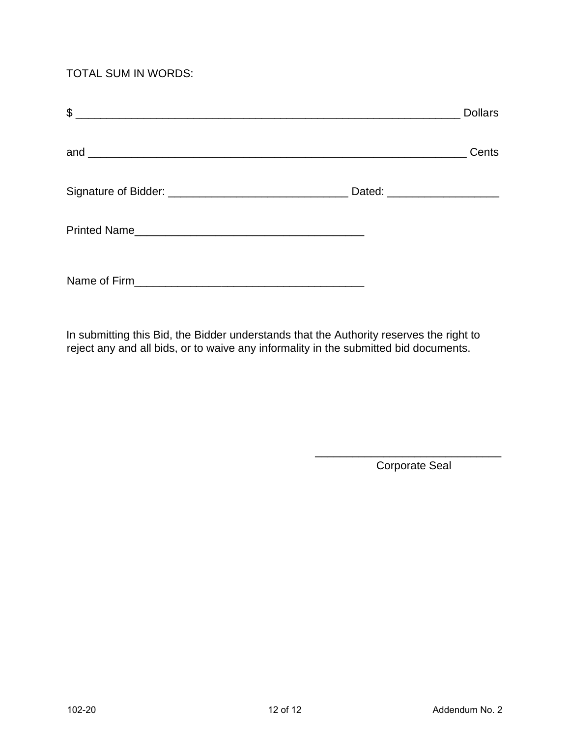TOTAL SUM IN WORDS:

$ _____________________________________________________________ Dollars

and ___________________________________________________________ Cents

Signature of Bidder: ____________________________ Dated: _________________

Printed Name____________________________________

Name of Firm____________________________________

In submitting this Bid, the Bidder understands that the Authority reserves the right to reject any and all bids, or to waive any informality in the submitted bid documents.

_____________________________
Corporate Seal

102-20 Addendum No. 2